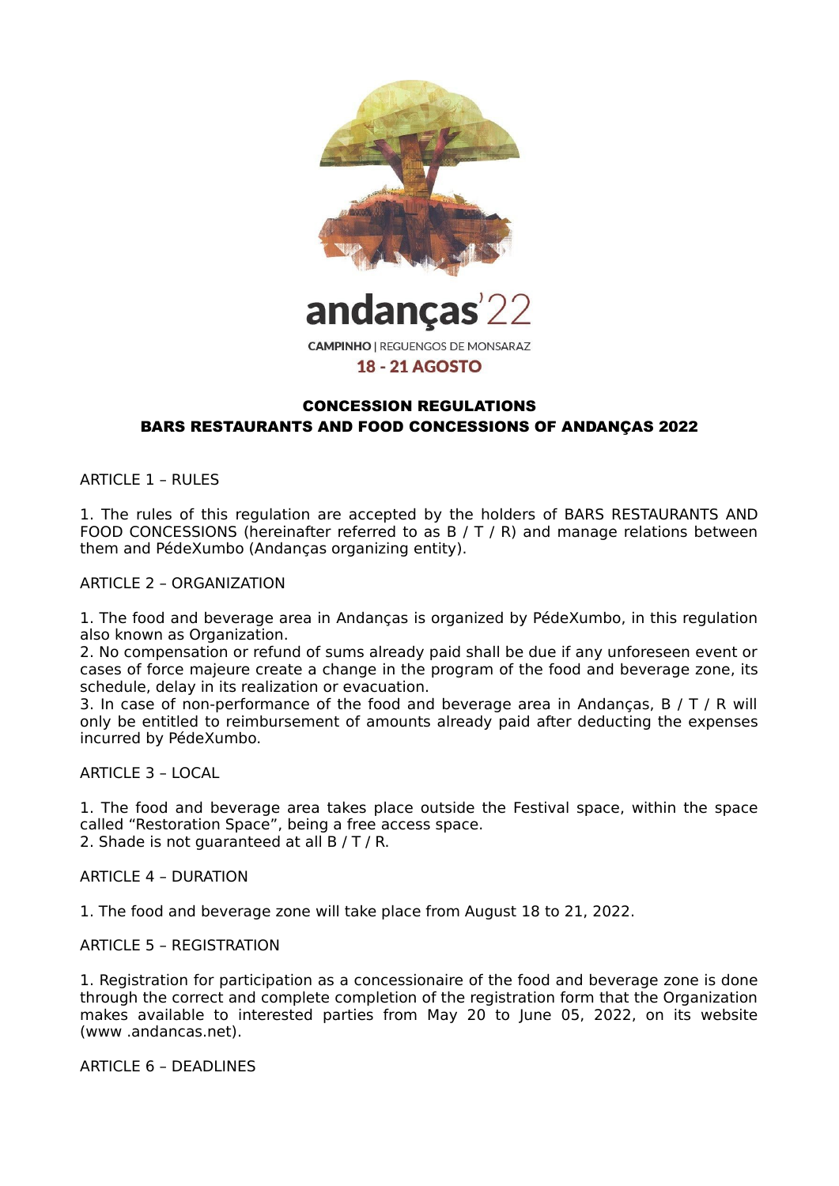andanças'22

CAMPINHO | REGUENGOS DE MONSARAZ

18 - 21 AGOSTO

# CONCESSION REGULATIONS
# BARS RESTAURANTS AND FOOD CONCESSIONS OF ANDANÇAS 2022

ARTICLE 1 – RULES

1. The rules of this regulation are accepted by the holders of BARS RESTAURANTS AND FOOD CONCESSIONS (hereinafter referred to as B / T / R) and manage relations between them and PédeXumbo (Andanças organizing entity).

ARTICLE 2 – ORGANIZATION

1. The food and beverage area in Andanças is organized by PédeXumbo, in this regulation also known as Organization.
2. No compensation or refund of sums already paid shall be due if any unforeseen event or cases of force majeure create a change in the program of the food and beverage zone, its schedule, delay in its realization or evacuation.
3. In case of non-performance of the food and beverage area in Andanças, B / T / R will only be entitled to reimbursement of amounts already paid after deducting the expenses incurred by PédeXumbo.

ARTICLE 3 – LOCAL

1. The food and beverage area takes place outside the Festival space, within the space called "Restoration Space", being a free access space.
2. Shade is not guaranteed at all B / T / R.

ARTICLE 4 – DURATION

1. The food and beverage zone will take place from August 18 to 21, 2022.

ARTICLE 5 – REGISTRATION

1. Registration for participation as a concessionaire of the food and beverage zone is done through the correct and complete completion of the registration form that the Organization makes available to interested parties from May 20 to June 05, 2022, on its website (www .andancas.net).

ARTICLE 6 – DEADLINES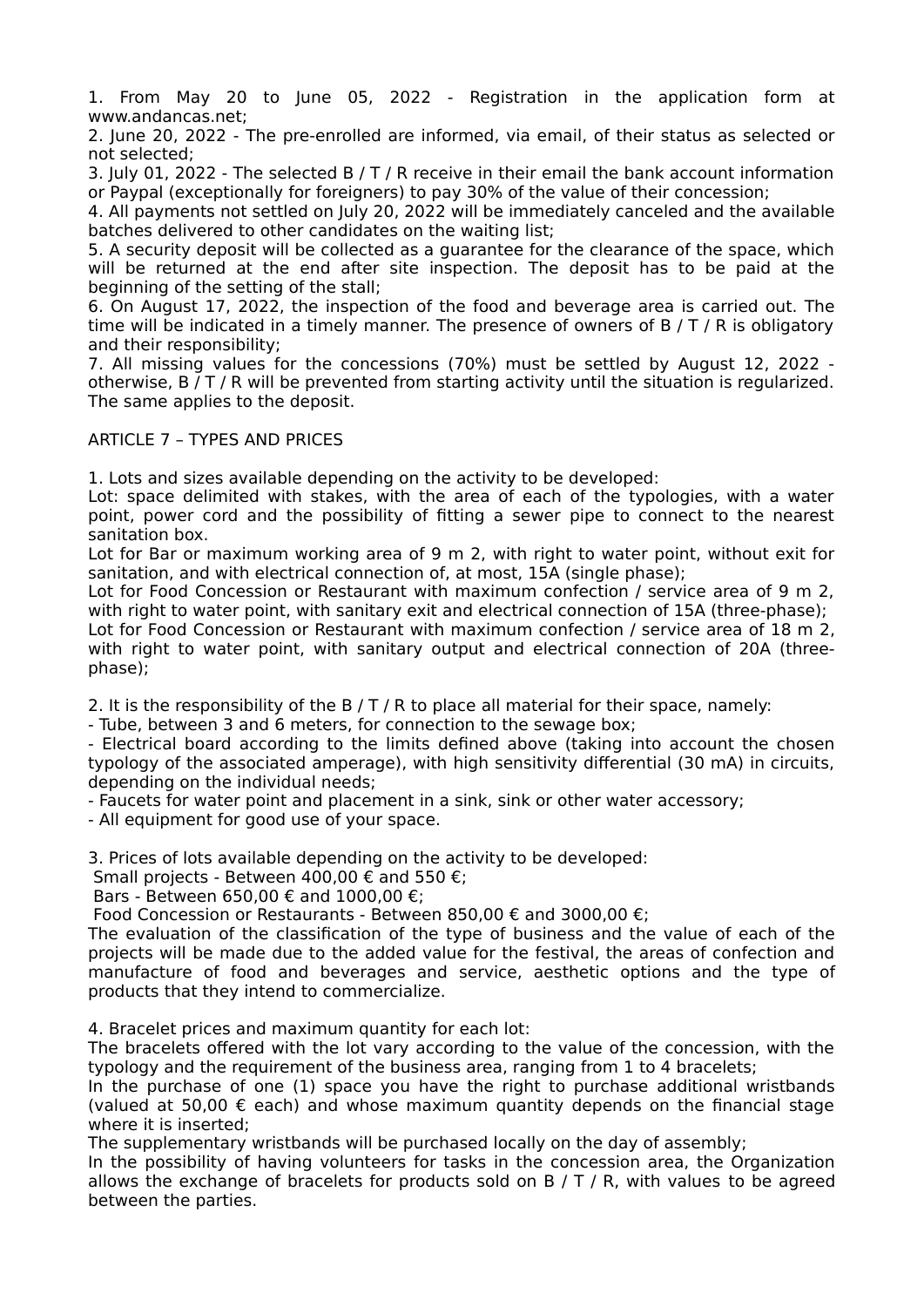1. From May 20 to June 05, 2022 - Registration in the application form at www.andancas.net;
2. June 20, 2022 - The pre-enrolled are informed, via email, of their status as selected or not selected;
3. July 01, 2022 - The selected B / T / R receive in their email the bank account information or Paypal (exceptionally for foreigners) to pay 30% of the value of their concession;
4. All payments not settled on July 20, 2022 will be immediately canceled and the available batches delivered to other candidates on the waiting list;
5. A security deposit will be collected as a guarantee for the clearance of the space, which will be returned at the end after site inspection. The deposit has to be paid at the beginning of the setting of the stall;
6. On August 17, 2022, the inspection of the food and beverage area is carried out. The time will be indicated in a timely manner. The presence of owners of B / T / R is obligatory and their responsibility;
7. All missing values for the concessions (70%) must be settled by August 12, 2022 - otherwise, B / T / R will be prevented from starting activity until the situation is regularized. The same applies to the deposit.

## ARTICLE 7 – TYPES AND PRICES

1. Lots and sizes available depending on the activity to be developed:
Lot: space delimited with stakes, with the area of each of the typologies, with a water point, power cord and the possibility of fitting a sewer pipe to connect to the nearest sanitation box.
Lot for Bar or maximum working area of 9 m 2, with right to water point, without exit for sanitation, and with electrical connection of, at most, 15A (single phase);
Lot for Food Concession or Restaurant with maximum confection / service area of 9 m 2, with right to water point, with sanitary exit and electrical connection of 15A (three-phase);
Lot for Food Concession or Restaurant with maximum confection / service area of 18 m 2, with right to water point, with sanitary output and electrical connection of 20A (three-phase);

2. It is the responsibility of the B / T / R to place all material for their space, namely:
- Tube, between 3 and 6 meters, for connection to the sewage box;
- Electrical board according to the limits defined above (taking into account the chosen typology of the associated amperage), with high sensitivity differential (30 mA) in circuits, depending on the individual needs;
- Faucets for water point and placement in a sink, sink or other water accessory;
- All equipment for good use of your space.

3. Prices of lots available depending on the activity to be developed:
Small projects - Between 400,00 € and 550 €;
Bars - Between 650,00 € and 1000,00 €;
Food Concession or Restaurants - Between 850,00 € and 3000,00 €;
The evaluation of the classification of the type of business and the value of each of the projects will be made due to the added value for the festival, the areas of confection and manufacture of food and beverages and service, aesthetic options and the type of products that they intend to commercialize.

4. Bracelet prices and maximum quantity for each lot:
The bracelets offered with the lot vary according to the value of the concession, with the typology and the requirement of the business area, ranging from 1 to 4 bracelets;
In the purchase of one (1) space you have the right to purchase additional wristbands (valued at 50,00 € each) and whose maximum quantity depends on the financial stage where it is inserted;
The supplementary wristbands will be purchased locally on the day of assembly;
In the possibility of having volunteers for tasks in the concession area, the Organization allows the exchange of bracelets for products sold on B / T / R, with values to be agreed between the parties.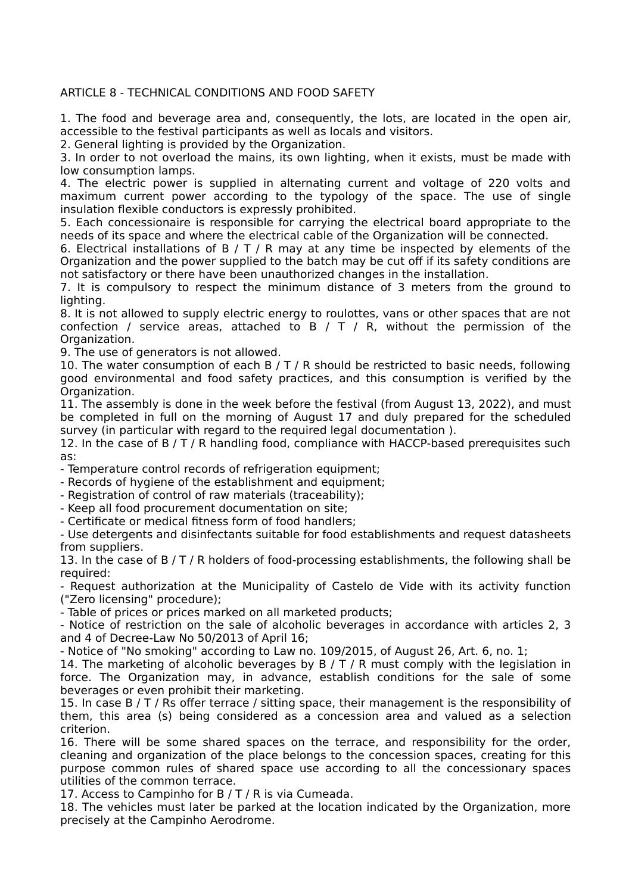## ARTICLE 8 - TECHNICAL CONDITIONS AND FOOD SAFETY

1. The food and beverage area and, consequently, the lots, are located in the open air, accessible to the festival participants as well as locals and visitors.
2. General lighting is provided by the Organization.
3. In order to not overload the mains, its own lighting, when it exists, must be made with low consumption lamps.
4. The electric power is supplied in alternating current and voltage of 220 volts and maximum current power according to the typology of the space. The use of single insulation flexible conductors is expressly prohibited.
5. Each concessionaire is responsible for carrying the electrical board appropriate to the needs of its space and where the electrical cable of the Organization will be connected.
6. Electrical installations of B / T / R may at any time be inspected by elements of the Organization and the power supplied to the batch may be cut off if its safety conditions are not satisfactory or there have been unauthorized changes in the installation.
7. It is compulsory to respect the minimum distance of 3 meters from the ground to lighting.
8. It is not allowed to supply electric energy to roulottes, vans or other spaces that are not confection / service areas, attached to B / T / R, without the permission of the Organization.
9. The use of generators is not allowed.
10. The water consumption of each B / T / R should be restricted to basic needs, following good environmental and food safety practices, and this consumption is verified by the Organization.
11. The assembly is done in the week before the festival (from August 13, 2022), and must be completed in full on the morning of August 17 and duly prepared for the scheduled survey (in particular with regard to the required legal documentation ).
12. In the case of B / T / R handling food, compliance with HACCP-based prerequisites such as:
- Temperature control records of refrigeration equipment;
- Records of hygiene of the establishment and equipment;
- Registration of control of raw materials (traceability);
- Keep all food procurement documentation on site;
- Certificate or medical fitness form of food handlers;
- Use detergents and disinfectants suitable for food establishments and request datasheets from suppliers.
13. In the case of B / T / R holders of food-processing establishments, the following shall be required:
- Request authorization at the Municipality of Castelo de Vide with its activity function ("Zero licensing" procedure);
- Table of prices or prices marked on all marketed products;
- Notice of restriction on the sale of alcoholic beverages in accordance with articles 2, 3 and 4 of Decree-Law No 50/2013 of April 16;
- Notice of "No smoking" according to Law no. 109/2015, of August 26, Art. 6, no. 1;
14. The marketing of alcoholic beverages by B / T / R must comply with the legislation in force. The Organization may, in advance, establish conditions for the sale of some beverages or even prohibit their marketing.
15. In case B / T / Rs offer terrace / sitting space, their management is the responsibility of them, this area (s) being considered as a concession area and valued as a selection criterion.
16. There will be some shared spaces on the terrace, and responsibility for the order, cleaning and organization of the place belongs to the concession spaces, creating for this purpose common rules of shared space use according to all the concessionary spaces utilities of the common terrace.
17. Access to Campinho for B / T / R is via Cumeada.
18. The vehicles must later be parked at the location indicated by the Organization, more precisely at the Campinho Aerodrome.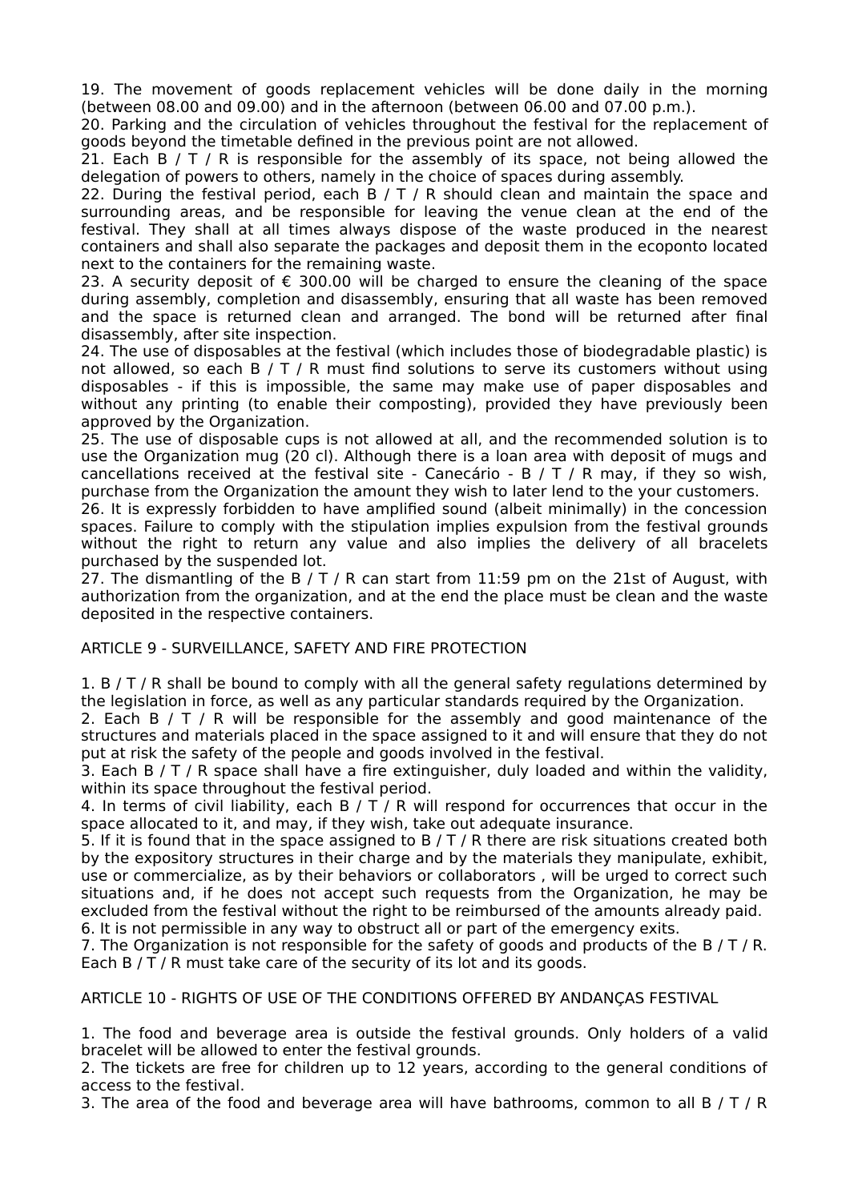19. The movement of goods replacement vehicles will be done daily in the morning (between 08.00 and 09.00) and in the afternoon (between 06.00 and 07.00 p.m.).

20. Parking and the circulation of vehicles throughout the festival for the replacement of goods beyond the timetable defined in the previous point are not allowed.

21. Each B / T / R is responsible for the assembly of its space, not being allowed the delegation of powers to others, namely in the choice of spaces during assembly.

22. During the festival period, each B / T / R should clean and maintain the space and surrounding areas, and be responsible for leaving the venue clean at the end of the festival. They shall at all times always dispose of the waste produced in the nearest containers and shall also separate the packages and deposit them in the ecoponto located next to the containers for the remaining waste.

23. A security deposit of € 300.00 will be charged to ensure the cleaning of the space during assembly, completion and disassembly, ensuring that all waste has been removed and the space is returned clean and arranged. The bond will be returned after final disassembly, after site inspection.

24. The use of disposables at the festival (which includes those of biodegradable plastic) is not allowed, so each B / T / R must find solutions to serve its customers without using disposables - if this is impossible, the same may make use of paper disposables and without any printing (to enable their composting), provided they have previously been approved by the Organization.

25. The use of disposable cups is not allowed at all, and the recommended solution is to use the Organization mug (20 cl). Although there is a loan area with deposit of mugs and cancellations received at the festival site - Canecário - B / T / R may, if they so wish, purchase from the Organization the amount they wish to later lend to the your customers.

26. It is expressly forbidden to have amplified sound (albeit minimally) in the concession spaces. Failure to comply with the stipulation implies expulsion from the festival grounds without the right to return any value and also implies the delivery of all bracelets purchased by the suspended lot.

27. The dismantling of the B / T / R can start from 11:59 pm on the 21st of August, with authorization from the organization, and at the end the place must be clean and the waste deposited in the respective containers.

## ARTICLE 9 - SURVEILLANCE, SAFETY AND FIRE PROTECTION

1. B / T / R shall be bound to comply with all the general safety regulations determined by the legislation in force, as well as any particular standards required by the Organization.
2. Each B / T / R will be responsible for the assembly and good maintenance of the structures and materials placed in the space assigned to it and will ensure that they do not put at risk the safety of the people and goods involved in the festival.
3. Each B / T / R space shall have a fire extinguisher, duly loaded and within the validity, within its space throughout the festival period.
4. In terms of civil liability, each B / T / R will respond for occurrences that occur in the space allocated to it, and may, if they wish, take out adequate insurance.
5. If it is found that in the space assigned to B / T / R there are risk situations created both by the expository structures in their charge and by the materials they manipulate, exhibit, use or commercialize, as by their behaviors or collaborators , will be urged to correct such situations and, if he does not accept such requests from the Organization, he may be excluded from the festival without the right to be reimbursed of the amounts already paid.
6. It is not permissible in any way to obstruct all or part of the emergency exits.
7. The Organization is not responsible for the safety of goods and products of the B / T / R. Each B / T / R must take care of the security of its lot and its goods.

## ARTICLE 10 - RIGHTS OF USE OF THE CONDITIONS OFFERED BY ANDANÇAS FESTIVAL

1. The food and beverage area is outside the festival grounds. Only holders of a valid bracelet will be allowed to enter the festival grounds.
2. The tickets are free for children up to 12 years, according to the general conditions of access to the festival.
3. The area of the food and beverage area will have bathrooms, common to all B / T / R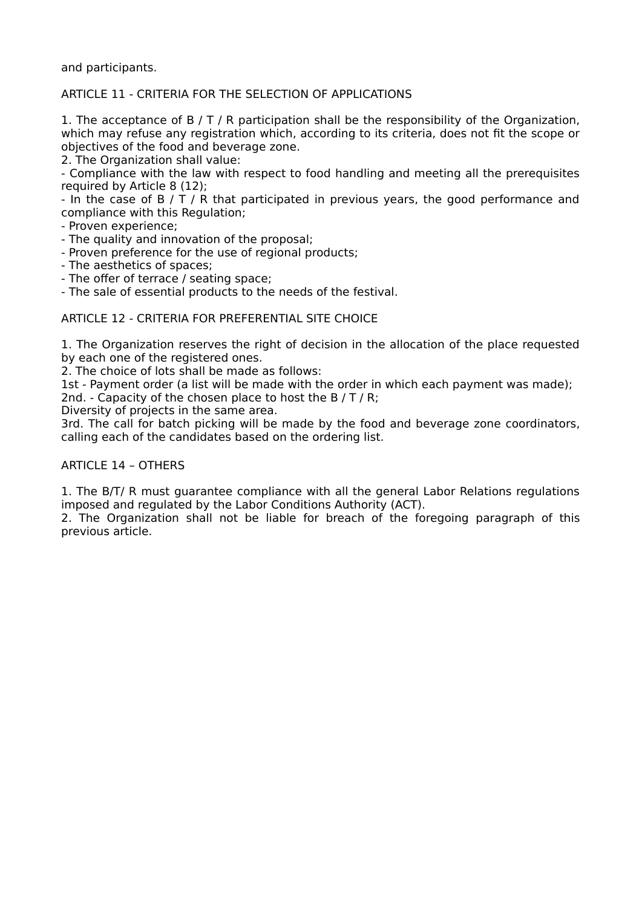and participants.

## ARTICLE 11 - CRITERIA FOR THE SELECTION OF APPLICATIONS

1. The acceptance of B / T / R participation shall be the responsibility of the Organization, which may refuse any registration which, according to its criteria, does not fit the scope or objectives of the food and beverage zone.
2. The Organization shall value:
- Compliance with the law with respect to food handling and meeting all the prerequisites required by Article 8 (12);
- In the case of B / T / R that participated in previous years, the good performance and compliance with this Regulation;
- Proven experience;
- The quality and innovation of the proposal;
- Proven preference for the use of regional products;
- The aesthetics of spaces;
- The offer of terrace / seating space;
- The sale of essential products to the needs of the festival.

## ARTICLE 12 - CRITERIA FOR PREFERENTIAL SITE CHOICE

1. The Organization reserves the right of decision in the allocation of the place requested by each one of the registered ones.
2. The choice of lots shall be made as follows:
1st - Payment order (a list will be made with the order in which each payment was made);
2nd. - Capacity of the chosen place to host the B / T / R;
Diversity of projects in the same area.
3rd. The call for batch picking will be made by the food and beverage zone coordinators, calling each of the candidates based on the ordering list.

## ARTICLE 14 – OTHERS

1. The B/T/ R must guarantee compliance with all the general Labor Relations regulations imposed and regulated by the Labor Conditions Authority (ACT).
2. The Organization shall not be liable for breach of the foregoing paragraph of this previous article.